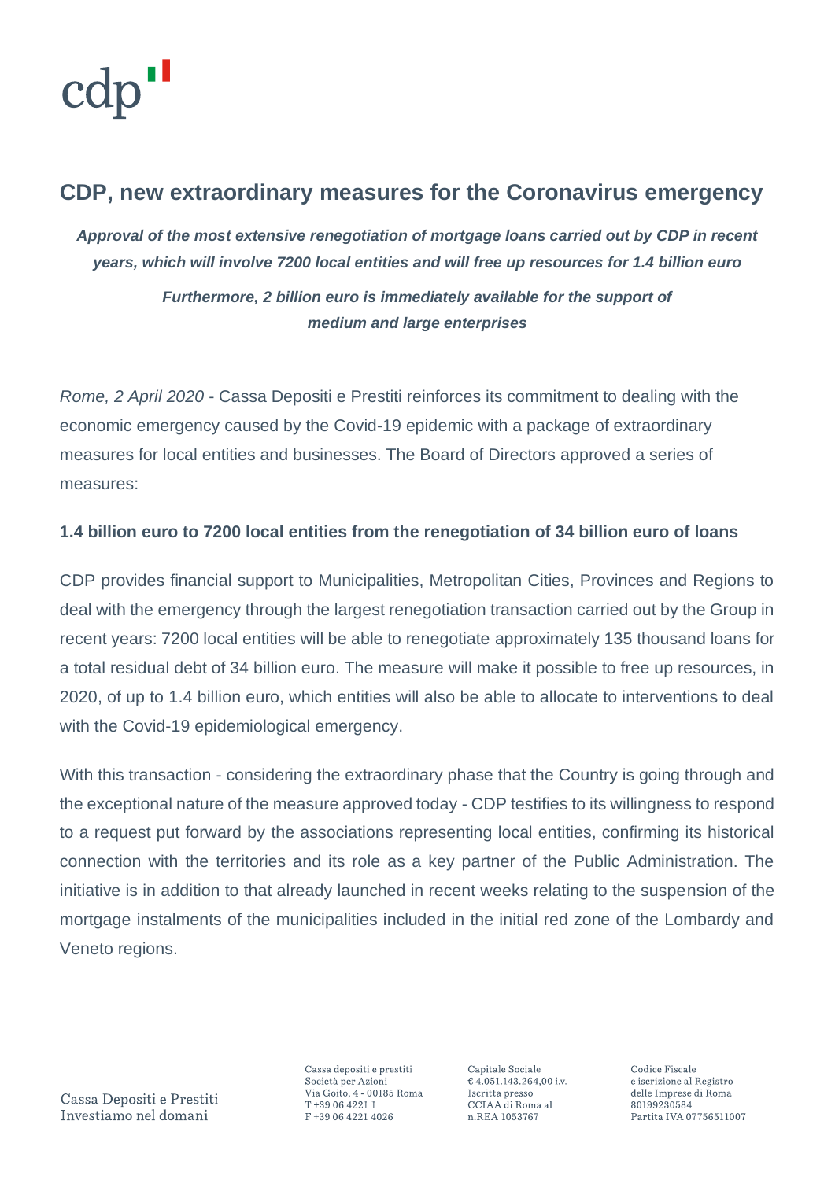# CDP, new extraordinary measures for the Coronavirus emergency

***Approval of the most extensive renegotiation of mortgage loans carried out by CDP in recent years, which will involve 7200 local entities and will free up resources for 1.4 billion euro***

***Furthermore, 2 billion euro is immediately available for the support of medium and large enterprises***

*Rome, 2 April 2020* - Cassa Depositi e Prestiti reinforces its commitment to dealing with the economic emergency caused by the Covid-19 epidemic with a package of extraordinary measures for local entities and businesses. The Board of Directors approved a series of measures:

**1.4 billion euro to 7200 local entities from the renegotiation of 34 billion euro of loans**

CDP provides financial support to Municipalities, Metropolitan Cities, Provinces and Regions to deal with the emergency through the largest renegotiation transaction carried out by the Group in recent years: 7200 local entities will be able to renegotiate approximately 135 thousand loans for a total residual debt of 34 billion euro. The measure will make it possible to free up resources, in 2020, of up to 1.4 billion euro, which entities will also be able to allocate to interventions to deal with the Covid-19 epidemiological emergency.

With this transaction - considering the extraordinary phase that the Country is going through and the exceptional nature of the measure approved today - CDP testifies to its willingness to respond to a request put forward by the associations representing local entities, confirming its historical connection with the territories and its role as a key partner of the Public Administration. The initiative is in addition to that already launched in recent weeks relating to the suspension of the mortgage instalments of the municipalities included in the initial red zone of the Lombardy and Veneto regions.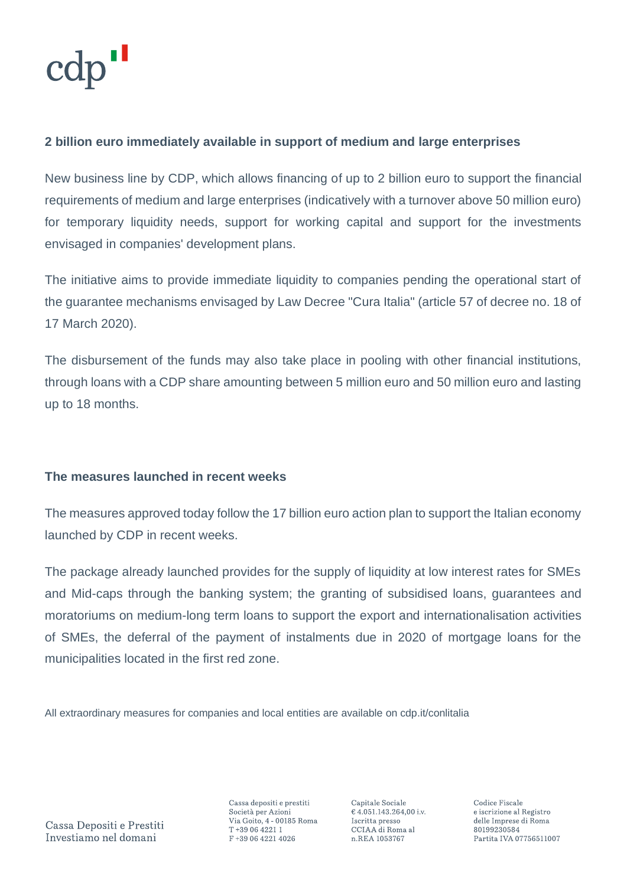**2 billion euro immediately available in support of medium and large enterprises**

New business line by CDP, which allows financing of up to 2 billion euro to support the financial requirements of medium and large enterprises (indicatively with a turnover above 50 million euro) for temporary liquidity needs, support for working capital and support for the investments envisaged in companies' development plans.

The initiative aims to provide immediate liquidity to companies pending the operational start of the guarantee mechanisms envisaged by Law Decree "Cura Italia" (article 57 of decree no. 18 of 17 March 2020).

The disbursement of the funds may also take place in pooling with other financial institutions, through loans with a CDP share amounting between 5 million euro and 50 million euro and lasting up to 18 months.

**The measures launched in recent weeks**

The measures approved today follow the 17 billion euro action plan to support the Italian economy launched by CDP in recent weeks.

The package already launched provides for the supply of liquidity at low interest rates for SMEs and Mid-caps through the banking system; the granting of subsidised loans, guarantees and moratoriums on medium-long term loans to support the export and internationalisation activities of SMEs, the deferral of the payment of instalments due in 2020 of mortgage loans for the municipalities located in the first red zone.

All extraordinary measures for companies and local entities are available on cdp.it/conlitalia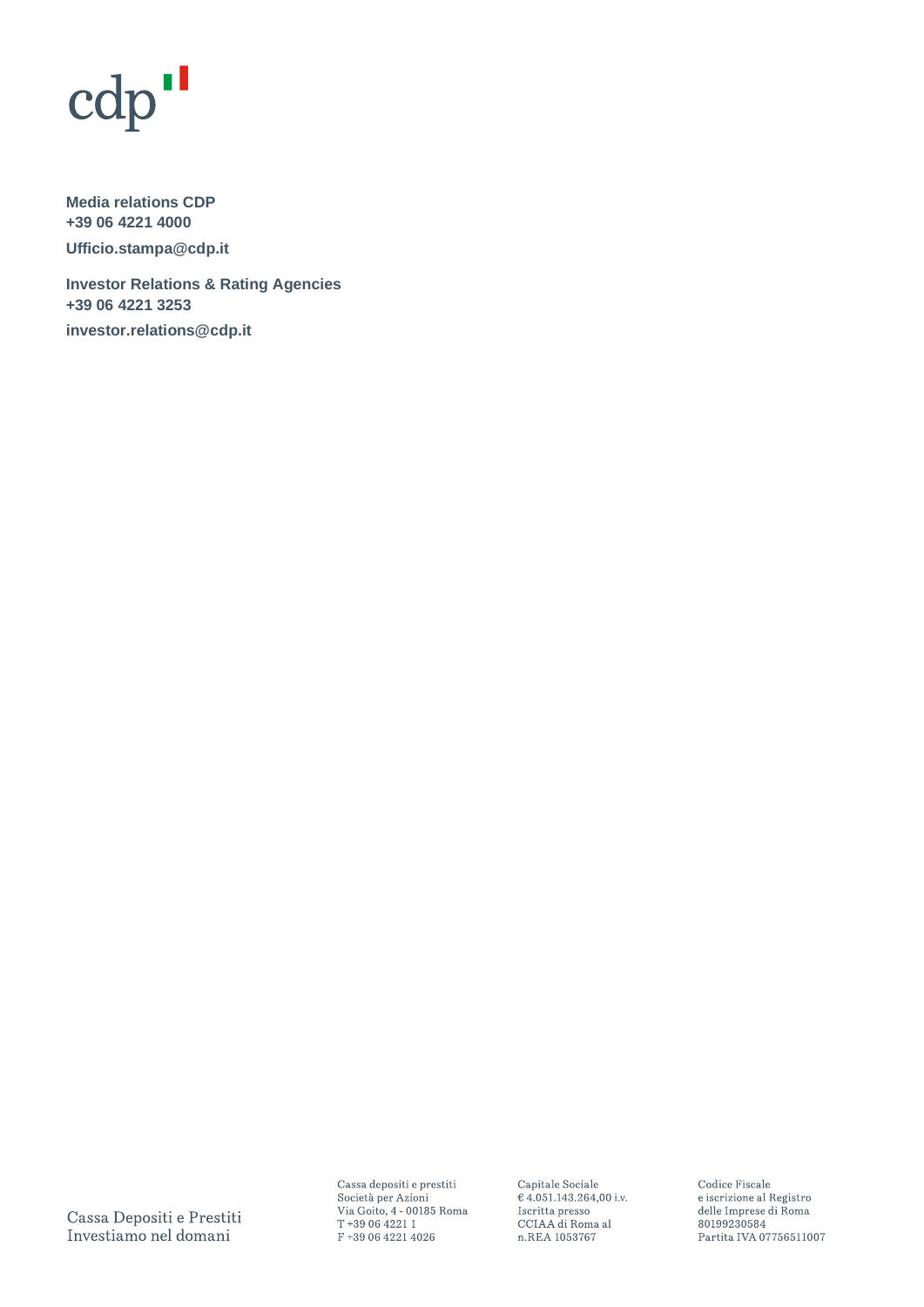**Media relations CDP**
**+39 06 4221 4000**
**Ufficio.stampa@cdp.it**

**Investor Relations & Rating Agencies**
**+39 06 4221 3253**
**investor.relations@cdp.it**